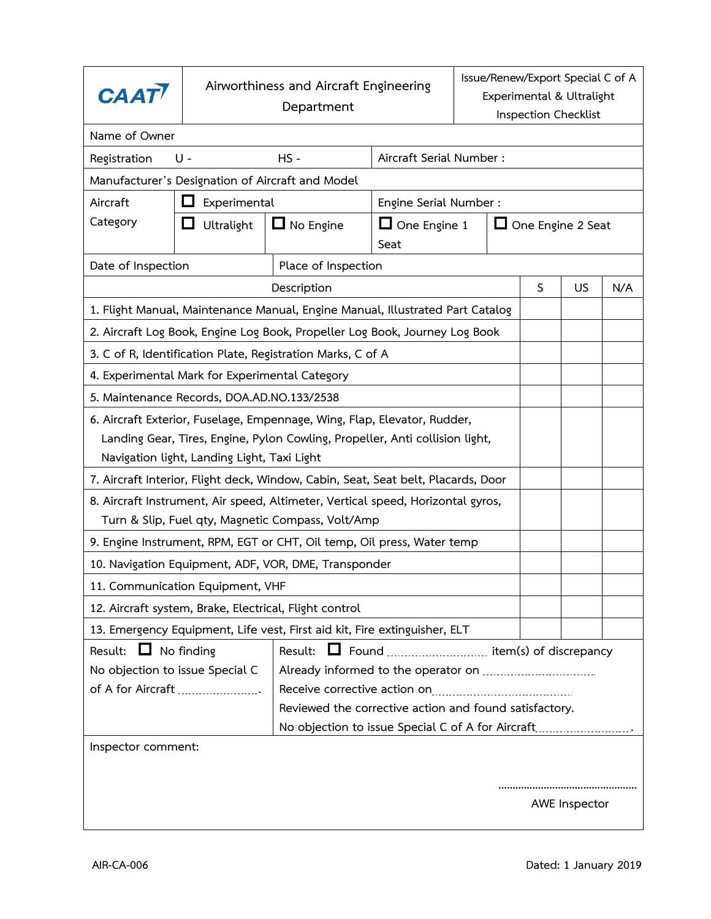| CAAT | Airworthiness and Aircraft Engineering Department | Issue/Renew/Export Special C of A Experimental & Ultralight Inspection Checklist |
|---|---|---|

| Name of Owner | | | |
|---|---|---|---|
| Registration U - HS - | | Aircraft Serial Number : | |
| Manufacturer's Designation of Aircraft and Model | | | |
| Aircraft Category | ☐ Experimental | Engine Serial Number : | |
| | ☐ Ultralight ☐ No Engine | ☐ One Engine 1 Seat | ☐ One Engine 2 Seat |
| Date of Inspection | Place of Inspection | | |

| Description | S | US | N/A |
|---|---|---|---|
| 1. Flight Manual, Maintenance Manual, Engine Manual, Illustrated Part Catalog | | | |
| 2. Aircraft Log Book, Engine Log Book, Propeller Log Book, Journey Log Book | | | |
| 3. C of R, Identification Plate, Registration Marks, C of A | | | |
| 4. Experimental Mark for Experimental Category | | | |
| 5. Maintenance Records, DOA.AD.NO.133/2538 | | | |
| 6. Aircraft Exterior, Fuselage, Empennage, Wing, Flap, Elevator, Rudder, Landing Gear, Tires, Engine, Pylon Cowling, Propeller, Anti collision light, Navigation light, Landing Light, Taxi Light | | | |
| 7. Aircraft Interior, Flight deck, Window, Cabin, Seat, Seat belt, Placards, Door | | | |
| 8. Aircraft Instrument, Air speed, Altimeter, Vertical speed, Horizontal gyros, Turn & Slip, Fuel qty, Magnetic Compass, Volt/Amp | | | |
| 9. Engine Instrument, RPM, EGT or CHT, Oil temp, Oil press, Water temp | | | |
| 10. Navigation Equipment, ADF, VOR, DME, Transponder | | | |
| 11. Communication Equipment, VHF | | | |
| 12. Aircraft system, Brake, Electrical, Flight control | | | |
| 13. Emergency Equipment, Life vest, First aid kit, Fire extinguisher, ELT | | | |

| Result: ☐ No finding | Result: ☐ Found .................... item(s) of discrepancy |
|---|---|
| No objection to issue Special C of A for Aircraft .................... | Already informed to the operator on .................... |
| | Receive corrective action on .................... |
| | Reviewed the corrective action and found satisfactory. |
| | No objection to issue Special C of A for Aircraft .................... |

Inspector comment:

................................................

AWE Inspector

AIR-CA-006

Dated: 1 January 2019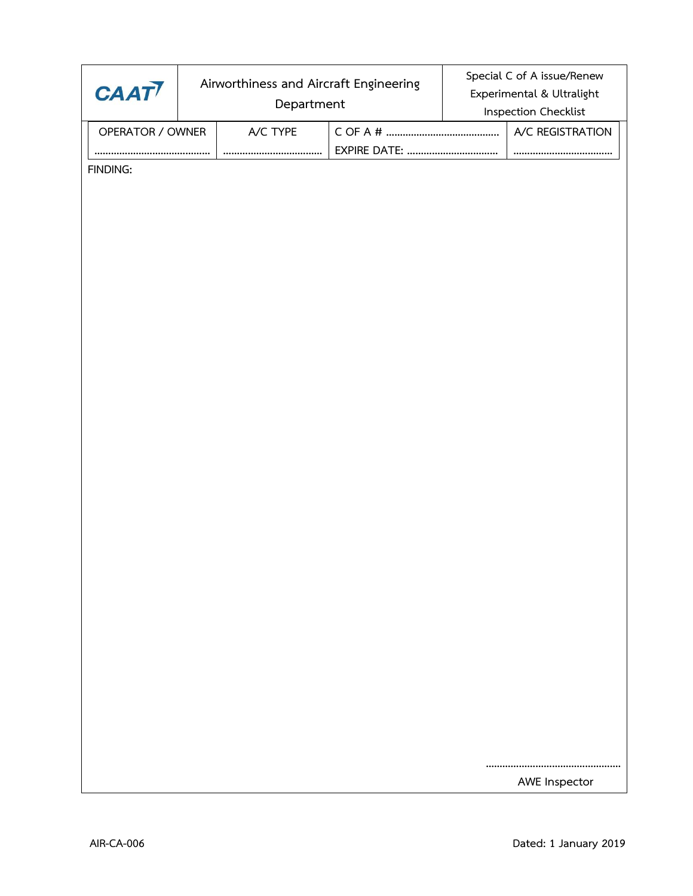| CAAT | Airworthiness and Aircraft Engineering Department | Special C of A issue/Renew Experimental & Ultralight Inspection Checklist |
|---|---|---|

| OPERATOR / OWNER | A/C TYPE | C OF A # ........................................ | A/C REGISTRATION |
|---|---|---|---|
| ........................................ | ................................... | EXPIRE DATE: ................................ | ................................... |

FINDING:

................................................

AWE Inspector

AIR-CA-006

Dated: 1 January 2019